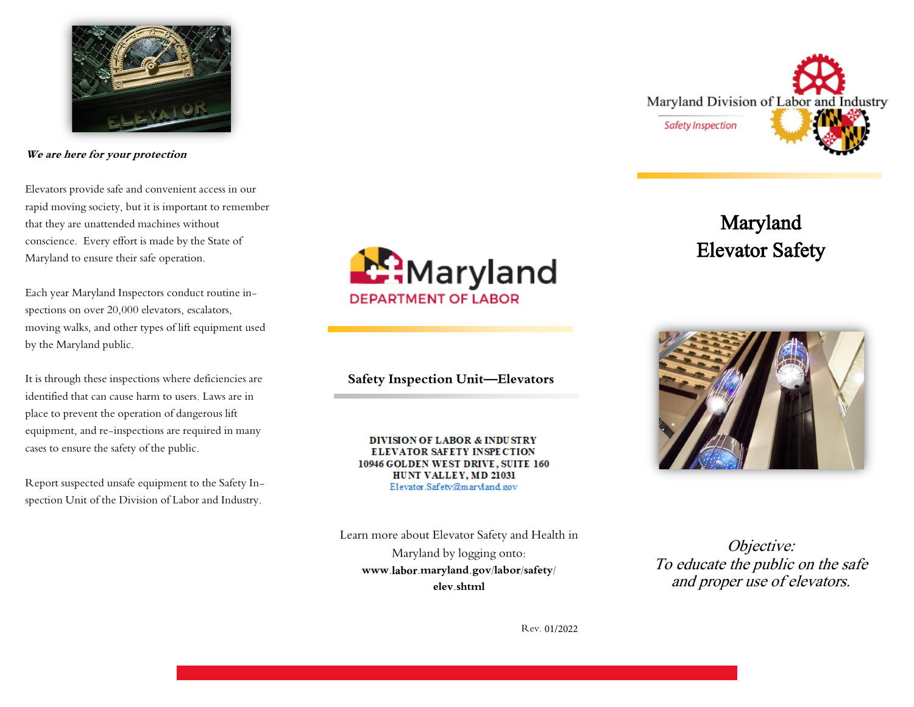*We are here for your protection*

Elevators provide safe and convenient access in our rapid moving society, but it is important to remember that they are unattended machines without conscience. Every effort is made by the State of Maryland to ensure their safe operation.

Each year Maryland Inspectors conduct routine inspections on over 20,000 elevators, escalators, moving walks, and other types of lift equipment used by the Maryland public.

It is through these inspections where deficiencies are identified that can cause harm to users. Laws are in place to prevent the operation of dangerous lift equipment, and re-inspections are required in many cases to ensure the safety of the public.

Report suspected unsafe equipment to the Safety Inspection Unit of the Division of Labor and Industry.

Maryland
DEPARTMENT OF LABOR

**Safety Inspection Unit—Elevators**

**DIVISION OF LABOR & INDUSTRY**
**ELEVATOR SAFETY INSPECTION**
**10946 GOLDEN WEST DRIVE, SUITE 160**
**HUNT VALLEY, MD 21031**
Elevator.Safety@maryland.gov

Learn more about Elevator Safety and Health in Maryland by logging onto:
**www.labor.maryland.gov/labor/safety/elev.shtml**

Rev. 01/2022

Maryland Division of Labor and Industry
Safety Inspection

# Maryland Elevator Safety

*Objective:*
*To educate the public on the safe and proper use of elevators.*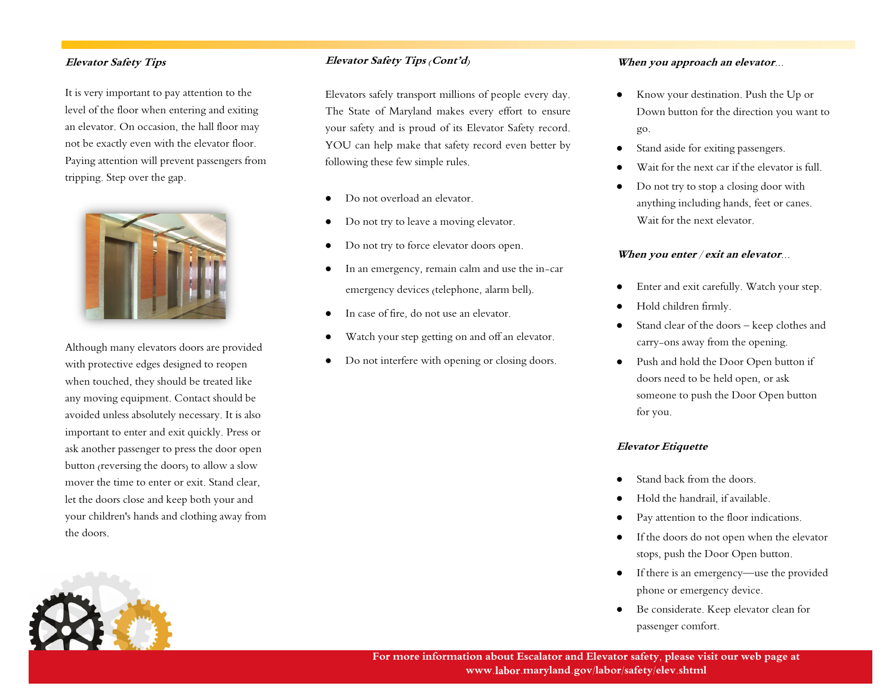### *Elevator Safety Tips*

It is very important to pay attention to the level of the floor when entering and exiting an elevator. On occasion, the hall floor may not be exactly even with the elevator floor. Paying attention will prevent passengers from tripping. Step over the gap.

Although many elevators doors are provided with protective edges designed to reopen when touched, they should be treated like any moving equipment. Contact should be avoided unless absolutely necessary. It is also important to enter and exit quickly. Press or ask another passenger to press the door open button (reversing the doors) to allow a slow mover the time to enter or exit. Stand clear, let the doors close and keep both your and your children's hands and clothing away from the doors.

### *Elevator Safety Tips (Cont'd)*

Elevators safely transport millions of people every day. The State of Maryland makes every effort to ensure your safety and is proud of its Elevator Safety record. YOU can help make that safety record even better by following these few simple rules.

- Do not overload an elevator.
- Do not try to leave a moving elevator.
- Do not try to force elevator doors open.
- In an emergency, remain calm and use the in-car emergency devices (telephone, alarm bell).
- In case of fire, do not use an elevator.
- Watch your step getting on and off an elevator.
- Do not interfere with opening or closing doors.

### *When you approach an elevator...*

- Know your destination. Push the Up or Down button for the direction you want to go.
- Stand aside for exiting passengers.
- Wait for the next car if the elevator is full.
- Do not try to stop a closing door with anything including hands, feet or canes. Wait for the next elevator.

### *When you enter / exit an elevator...*

- Enter and exit carefully. Watch your step.
- Hold children firmly.
- Stand clear of the doors – keep clothes and carry-ons away from the opening.
- Push and hold the Door Open button if doors need to be held open, or ask someone to push the Door Open button for you.

### *Elevator Etiquette*

- Stand back from the doors.
- Hold the handrail, if available.
- Pay attention to the floor indications.
- If the doors do not open when the elevator stops, push the Door Open button.
- If there is an emergency—use the provided phone or emergency device.
- Be considerate. Keep elevator clean for passenger comfort.

**For more information about Escalator and Elevator safety, please visit our web page at www.labor.maryland.gov/labor/safety/elev.shtml**